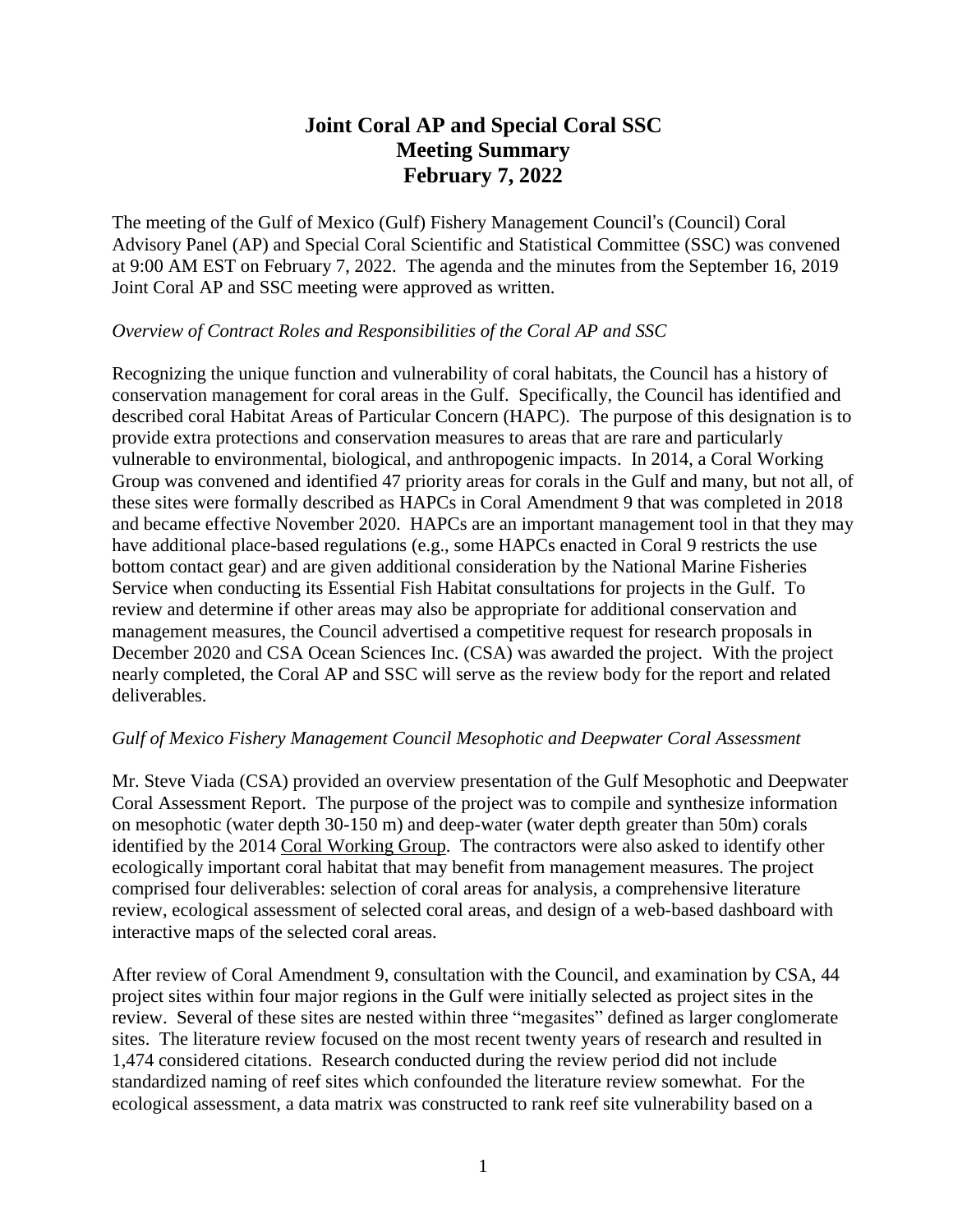# Joint Coral AP and Special Coral SSC
# Meeting Summary
# February 7, 2022

The meeting of the Gulf of Mexico (Gulf) Fishery Management Council's (Council) Coral Advisory Panel (AP) and Special Coral Scientific and Statistical Committee (SSC) was convened at 9:00 AM EST on February 7, 2022. The agenda and the minutes from the September 16, 2019 Joint Coral AP and SSC meeting were approved as written.

*Overview of Contract Roles and Responsibilities of the Coral AP and SSC*

Recognizing the unique function and vulnerability of coral habitats, the Council has a history of conservation management for coral areas in the Gulf. Specifically, the Council has identified and described coral Habitat Areas of Particular Concern (HAPC). The purpose of this designation is to provide extra protections and conservation measures to areas that are rare and particularly vulnerable to environmental, biological, and anthropogenic impacts. In 2014, a Coral Working Group was convened and identified 47 priority areas for corals in the Gulf and many, but not all, of these sites were formally described as HAPCs in Coral Amendment 9 that was completed in 2018 and became effective November 2020. HAPCs are an important management tool in that they may have additional place-based regulations (e.g., some HAPCs enacted in Coral 9 restricts the use bottom contact gear) and are given additional consideration by the National Marine Fisheries Service when conducting its Essential Fish Habitat consultations for projects in the Gulf. To review and determine if other areas may also be appropriate for additional conservation and management measures, the Council advertised a competitive request for research proposals in December 2020 and CSA Ocean Sciences Inc. (CSA) was awarded the project. With the project nearly completed, the Coral AP and SSC will serve as the review body for the report and related deliverables.

*Gulf of Mexico Fishery Management Council Mesophotic and Deepwater Coral Assessment*

Mr. Steve Viada (CSA) provided an overview presentation of the Gulf Mesophotic and Deepwater Coral Assessment Report. The purpose of the project was to compile and synthesize information on mesophotic (water depth 30-150 m) and deep-water (water depth greater than 50m) corals identified by the 2014 Coral Working Group. The contractors were also asked to identify other ecologically important coral habitat that may benefit from management measures. The project comprised four deliverables: selection of coral areas for analysis, a comprehensive literature review, ecological assessment of selected coral areas, and design of a web-based dashboard with interactive maps of the selected coral areas.

After review of Coral Amendment 9, consultation with the Council, and examination by CSA, 44 project sites within four major regions in the Gulf were initially selected as project sites in the review. Several of these sites are nested within three "megasites" defined as larger conglomerate sites. The literature review focused on the most recent twenty years of research and resulted in 1,474 considered citations. Research conducted during the review period did not include standardized naming of reef sites which confounded the literature review somewhat. For the ecological assessment, a data matrix was constructed to rank reef site vulnerability based on a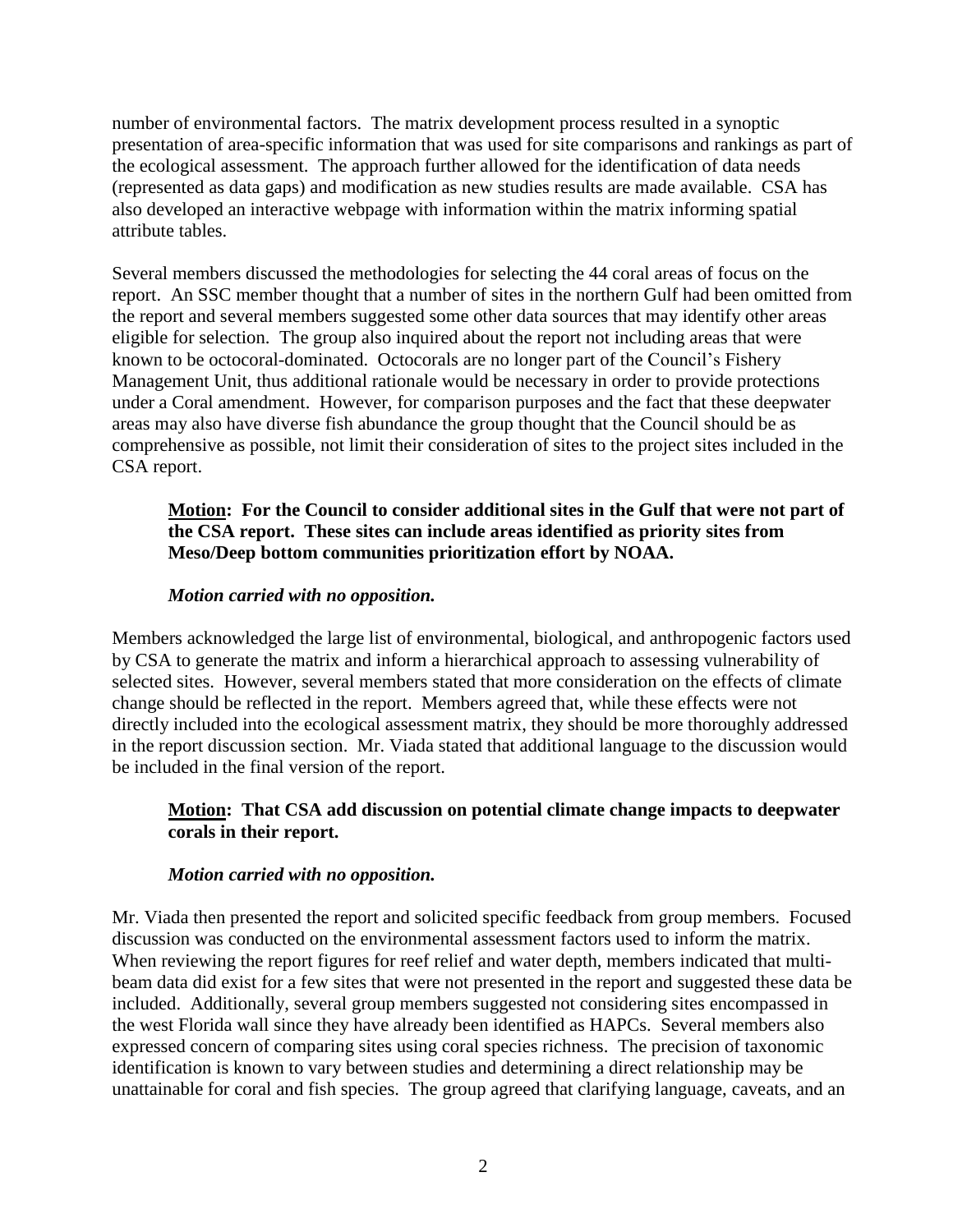number of environmental factors. The matrix development process resulted in a synoptic presentation of area-specific information that was used for site comparisons and rankings as part of the ecological assessment. The approach further allowed for the identification of data needs (represented as data gaps) and modification as new studies results are made available. CSA has also developed an interactive webpage with information within the matrix informing spatial attribute tables.

Several members discussed the methodologies for selecting the 44 coral areas of focus on the report. An SSC member thought that a number of sites in the northern Gulf had been omitted from the report and several members suggested some other data sources that may identify other areas eligible for selection. The group also inquired about the report not including areas that were known to be octocoral-dominated. Octocorals are no longer part of the Council's Fishery Management Unit, thus additional rationale would be necessary in order to provide protections under a Coral amendment. However, for comparison purposes and the fact that these deepwater areas may also have diverse fish abundance the group thought that the Council should be as comprehensive as possible, not limit their consideration of sites to the project sites included in the CSA report.

> **<u>Motion</u>: For the Council to consider additional sites in the Gulf that were not part of the CSA report. These sites can include areas identified as priority sites from Meso/Deep bottom communities prioritization effort by NOAA.**
>
> ***Motion carried with no opposition.***

Members acknowledged the large list of environmental, biological, and anthropogenic factors used by CSA to generate the matrix and inform a hierarchical approach to assessing vulnerability of selected sites. However, several members stated that more consideration on the effects of climate change should be reflected in the report. Members agreed that, while these effects were not directly included into the ecological assessment matrix, they should be more thoroughly addressed in the report discussion section. Mr. Viada stated that additional language to the discussion would be included in the final version of the report.

> **<u>Motion</u>: That CSA add discussion on potential climate change impacts to deepwater corals in their report.**
>
> ***Motion carried with no opposition.***

Mr. Viada then presented the report and solicited specific feedback from group members. Focused discussion was conducted on the environmental assessment factors used to inform the matrix. When reviewing the report figures for reef relief and water depth, members indicated that multi-beam data did exist for a few sites that were not presented in the report and suggested these data be included. Additionally, several group members suggested not considering sites encompassed in the west Florida wall since they have already been identified as HAPCs. Several members also expressed concern of comparing sites using coral species richness. The precision of taxonomic identification is known to vary between studies and determining a direct relationship may be unattainable for coral and fish species. The group agreed that clarifying language, caveats, and an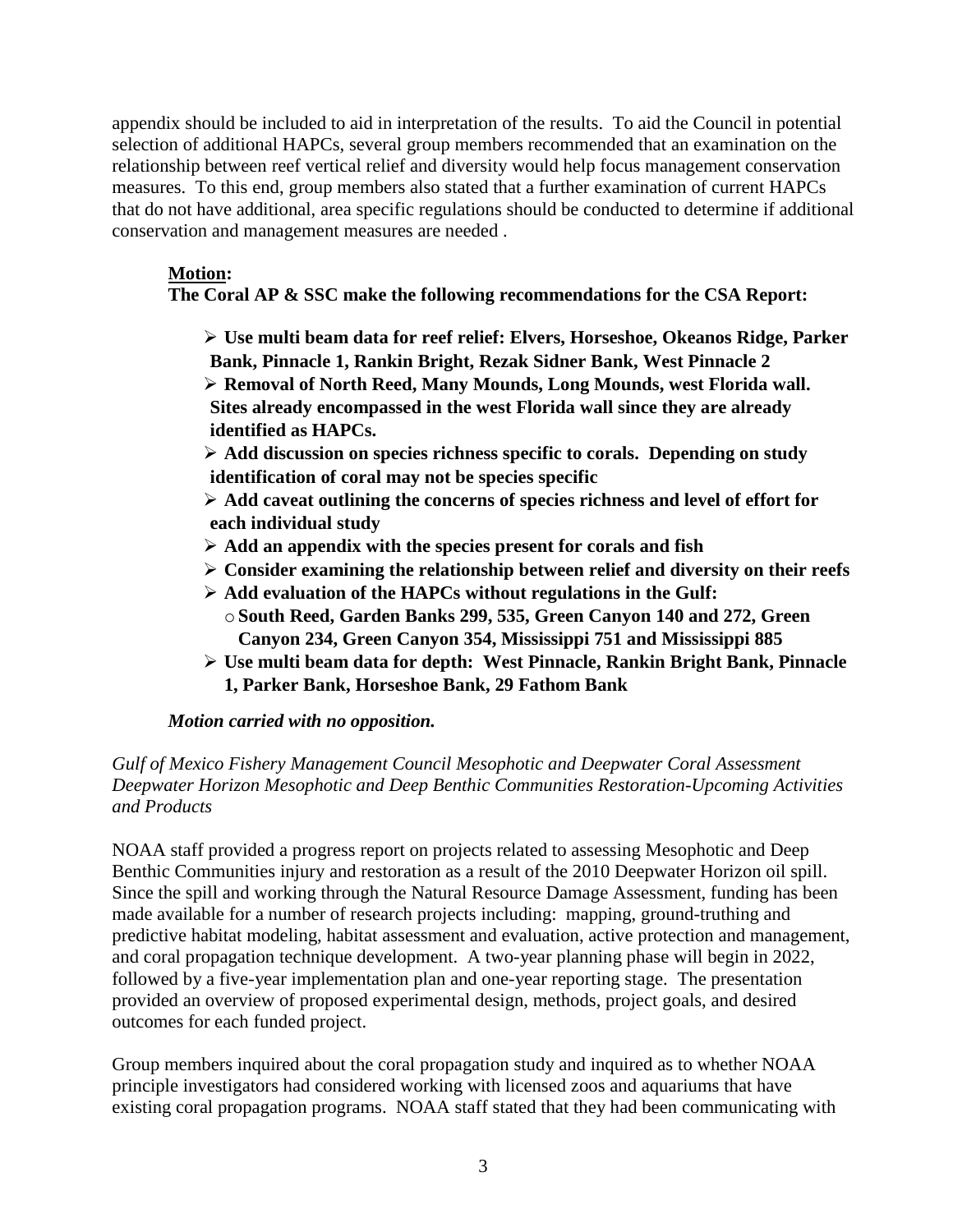appendix should be included to aid in interpretation of the results. To aid the Council in potential selection of additional HAPCs, several group members recommended that an examination on the relationship between reef vertical relief and diversity would help focus management conservation measures. To this end, group members also stated that a further examination of current HAPCs that do not have additional, area specific regulations should be conducted to determine if additional conservation and management measures are needed .

**Motion:**
**The Coral AP & SSC make the following recommendations for the CSA Report:**

- **Use multi beam data for reef relief: Elvers, Horseshoe, Okeanos Ridge, Parker Bank, Pinnacle 1, Rankin Bright, Rezak Sidner Bank, West Pinnacle 2**
- **Removal of North Reed, Many Mounds, Long Mounds, west Florida wall. Sites already encompassed in the west Florida wall since they are already identified as HAPCs.**
- **Add discussion on species richness specific to corals. Depending on study identification of coral may not be species specific**
- **Add caveat outlining the concerns of species richness and level of effort for each individual study**
- **Add an appendix with the species present for corals and fish**
- **Consider examining the relationship between relief and diversity on their reefs**
- **Add evaluation of the HAPCs without regulations in the Gulf:**
    - **South Reed, Garden Banks 299, 535, Green Canyon 140 and 272, Green Canyon 234, Green Canyon 354, Mississippi 751 and Mississippi 885**
- **Use multi beam data for depth: West Pinnacle, Rankin Bright Bank, Pinnacle 1, Parker Bank, Horseshoe Bank, 29 Fathom Bank**

***Motion carried with no opposition.***

*Gulf of Mexico Fishery Management Council Mesophotic and Deepwater Coral Assessment Deepwater Horizon Mesophotic and Deep Benthic Communities Restoration-Upcoming Activities and Products*

NOAA staff provided a progress report on projects related to assessing Mesophotic and Deep Benthic Communities injury and restoration as a result of the 2010 Deepwater Horizon oil spill. Since the spill and working through the Natural Resource Damage Assessment, funding has been made available for a number of research projects including: mapping, ground-truthing and predictive habitat modeling, habitat assessment and evaluation, active protection and management, and coral propagation technique development. A two-year planning phase will begin in 2022, followed by a five-year implementation plan and one-year reporting stage. The presentation provided an overview of proposed experimental design, methods, project goals, and desired outcomes for each funded project.

Group members inquired about the coral propagation study and inquired as to whether NOAA principle investigators had considered working with licensed zoos and aquariums that have existing coral propagation programs. NOAA staff stated that they had been communicating with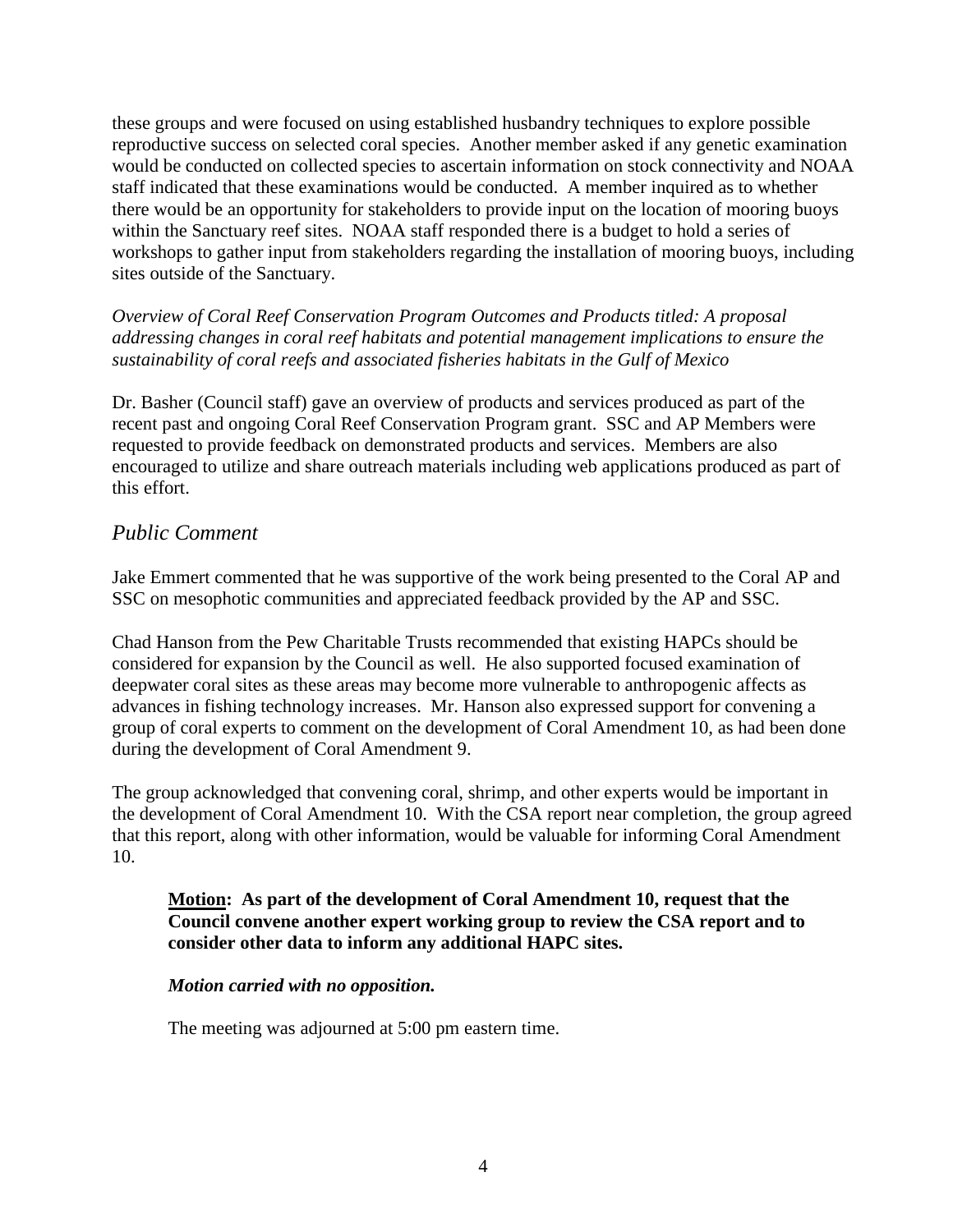these groups and were focused on using established husbandry techniques to explore possible reproductive success on selected coral species. Another member asked if any genetic examination would be conducted on collected species to ascertain information on stock connectivity and NOAA staff indicated that these examinations would be conducted. A member inquired as to whether there would be an opportunity for stakeholders to provide input on the location of mooring buoys within the Sanctuary reef sites. NOAA staff responded there is a budget to hold a series of workshops to gather input from stakeholders regarding the installation of mooring buoys, including sites outside of the Sanctuary.

*Overview of Coral Reef Conservation Program Outcomes and Products titled: A proposal addressing changes in coral reef habitats and potential management implications to ensure the sustainability of coral reefs and associated fisheries habitats in the Gulf of Mexico*

Dr. Basher (Council staff) gave an overview of products and services produced as part of the recent past and ongoing Coral Reef Conservation Program grant. SSC and AP Members were requested to provide feedback on demonstrated products and services. Members are also encouraged to utilize and share outreach materials including web applications produced as part of this effort.

## *Public Comment*

Jake Emmert commented that he was supportive of the work being presented to the Coral AP and SSC on mesophotic communities and appreciated feedback provided by the AP and SSC.

Chad Hanson from the Pew Charitable Trusts recommended that existing HAPCs should be considered for expansion by the Council as well. He also supported focused examination of deepwater coral sites as these areas may become more vulnerable to anthropogenic affects as advances in fishing technology increases. Mr. Hanson also expressed support for convening a group of coral experts to comment on the development of Coral Amendment 10, as had been done during the development of Coral Amendment 9.

The group acknowledged that convening coral, shrimp, and other experts would be important in the development of Coral Amendment 10. With the CSA report near completion, the group agreed that this report, along with other information, would be valuable for informing Coral Amendment 10.

> **<u>Motion</u>: As part of the development of Coral Amendment 10, request that the Council convene another expert working group to review the CSA report and to consider other data to inform any additional HAPC sites.**
>
> ***Motion carried with no opposition.***

The meeting was adjourned at 5:00 pm eastern time.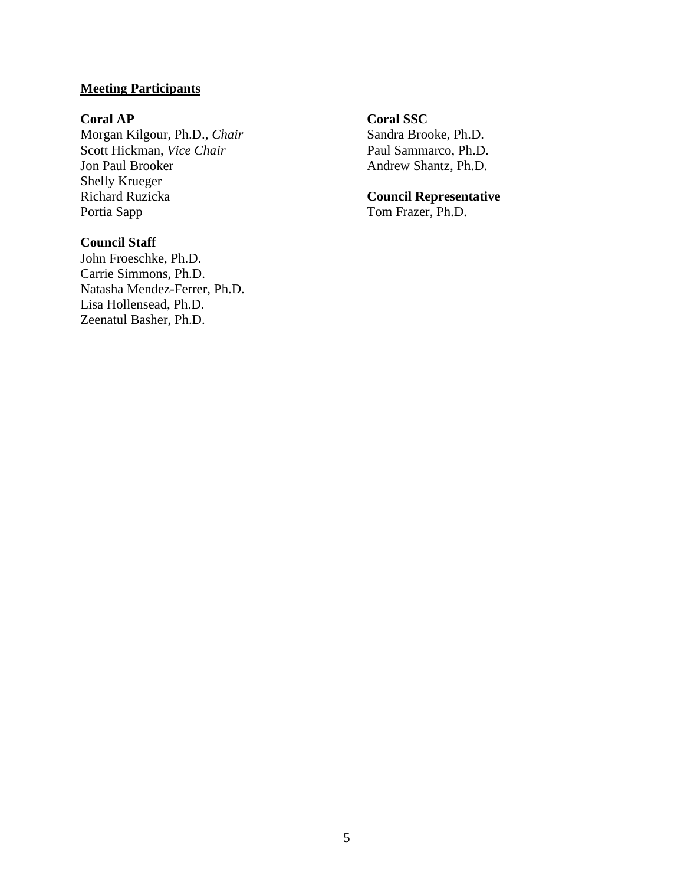**Meeting Participants**

**Coral AP**
Morgan Kilgour, Ph.D., *Chair*
Scott Hickman, *Vice Chair*
Jon Paul Brooker
Shelly Krueger
Richard Ruzicka
Portia Sapp

**Council Staff**
John Froeschke, Ph.D.
Carrie Simmons, Ph.D.
Natasha Mendez-Ferrer, Ph.D.
Lisa Hollensead, Ph.D.
Zeenatul Basher, Ph.D.

**Coral SSC**
Sandra Brooke, Ph.D.
Paul Sammarco, Ph.D.
Andrew Shantz, Ph.D.

**Council Representative**
Tom Frazer, Ph.D.